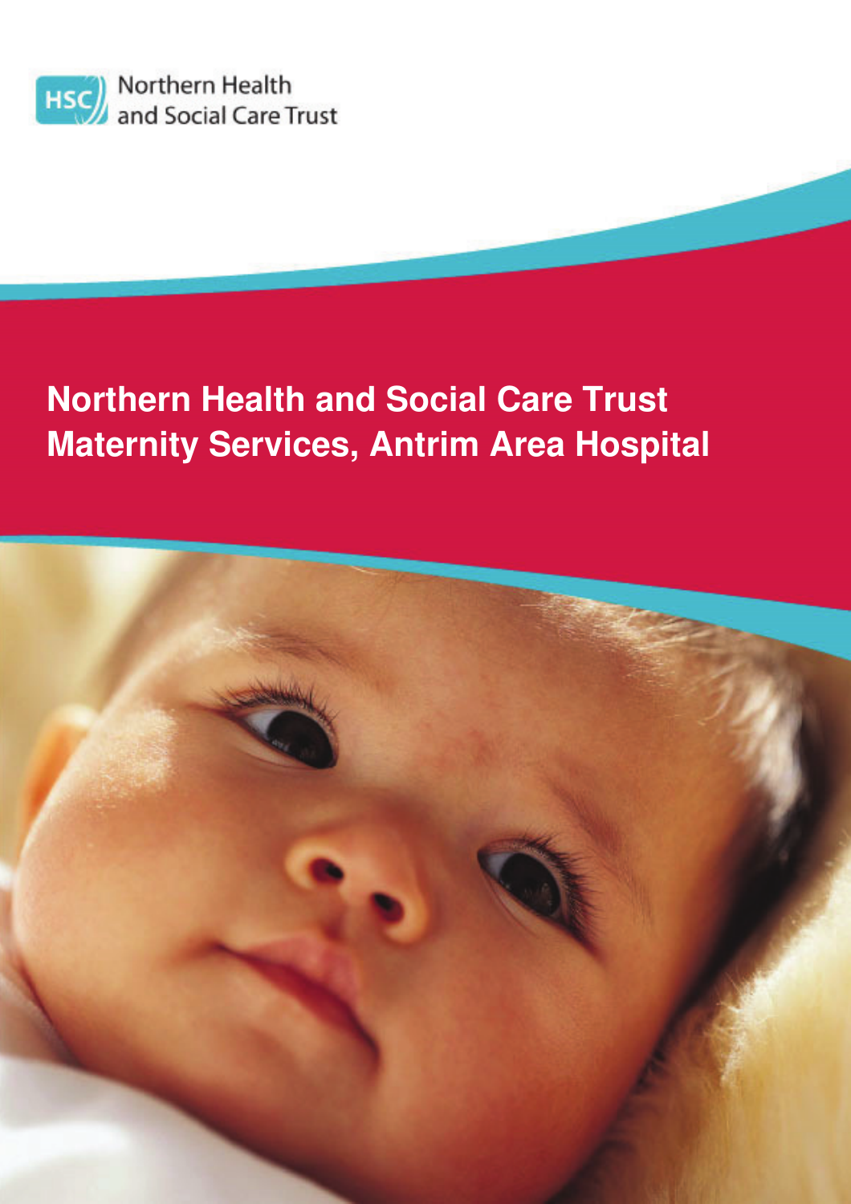Northern Health and Social Care Trust

# Northern Health and Social Care Trust Maternity Services, Antrim Area Hospital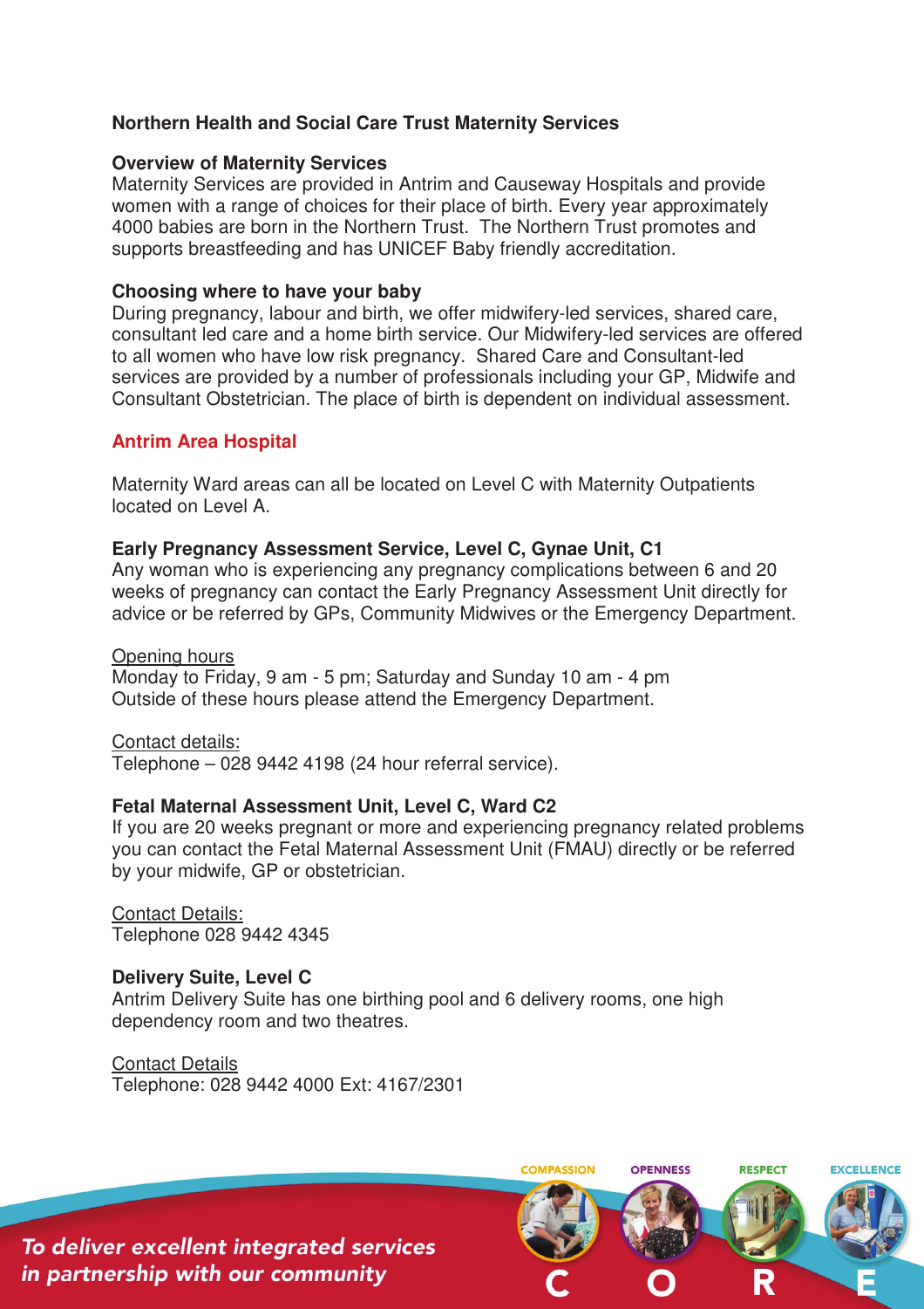**Northern Health and Social Care Trust Maternity Services**

**Overview of Maternity Services**
Maternity Services are provided in Antrim and Causeway Hospitals and provide women with a range of choices for their place of birth. Every year approximately 4000 babies are born in the Northern Trust. The Northern Trust promotes and supports breastfeeding and has UNICEF Baby friendly accreditation.

**Choosing where to have your baby**
During pregnancy, labour and birth, we offer midwifery-led services, shared care, consultant led care and a home birth service. Our Midwifery-led services are offered to all women who have low risk pregnancy. Shared Care and Consultant-led services are provided by a number of professionals including your GP, Midwife and Consultant Obstetrician. The place of birth is dependent on individual assessment.

## Antrim Area Hospital

Maternity Ward areas can all be located on Level C with Maternity Outpatients located on Level A.

**Early Pregnancy Assessment Service, Level C, Gynae Unit, C1**
Any woman who is experiencing any pregnancy complications between 6 and 20 weeks of pregnancy can contact the Early Pregnancy Assessment Unit directly for advice or be referred by GPs, Community Midwives or the Emergency Department.

Opening hours
Monday to Friday, 9 am - 5 pm; Saturday and Sunday 10 am - 4 pm
Outside of these hours please attend the Emergency Department.

Contact details:
Telephone – 028 9442 4198 (24 hour referral service).

**Fetal Maternal Assessment Unit, Level C, Ward C2**
If you are 20 weeks pregnant or more and experiencing pregnancy related problems you can contact the Fetal Maternal Assessment Unit (FMAU) directly or be referred by your midwife, GP or obstetrician.

Contact Details:
Telephone 028 9442 4345

**Delivery Suite, Level C**
Antrim Delivery Suite has one birthing pool and 6 delivery rooms, one high dependency room and two theatres.

Contact Details
Telephone: 028 9442 4000 Ext: 4167/2301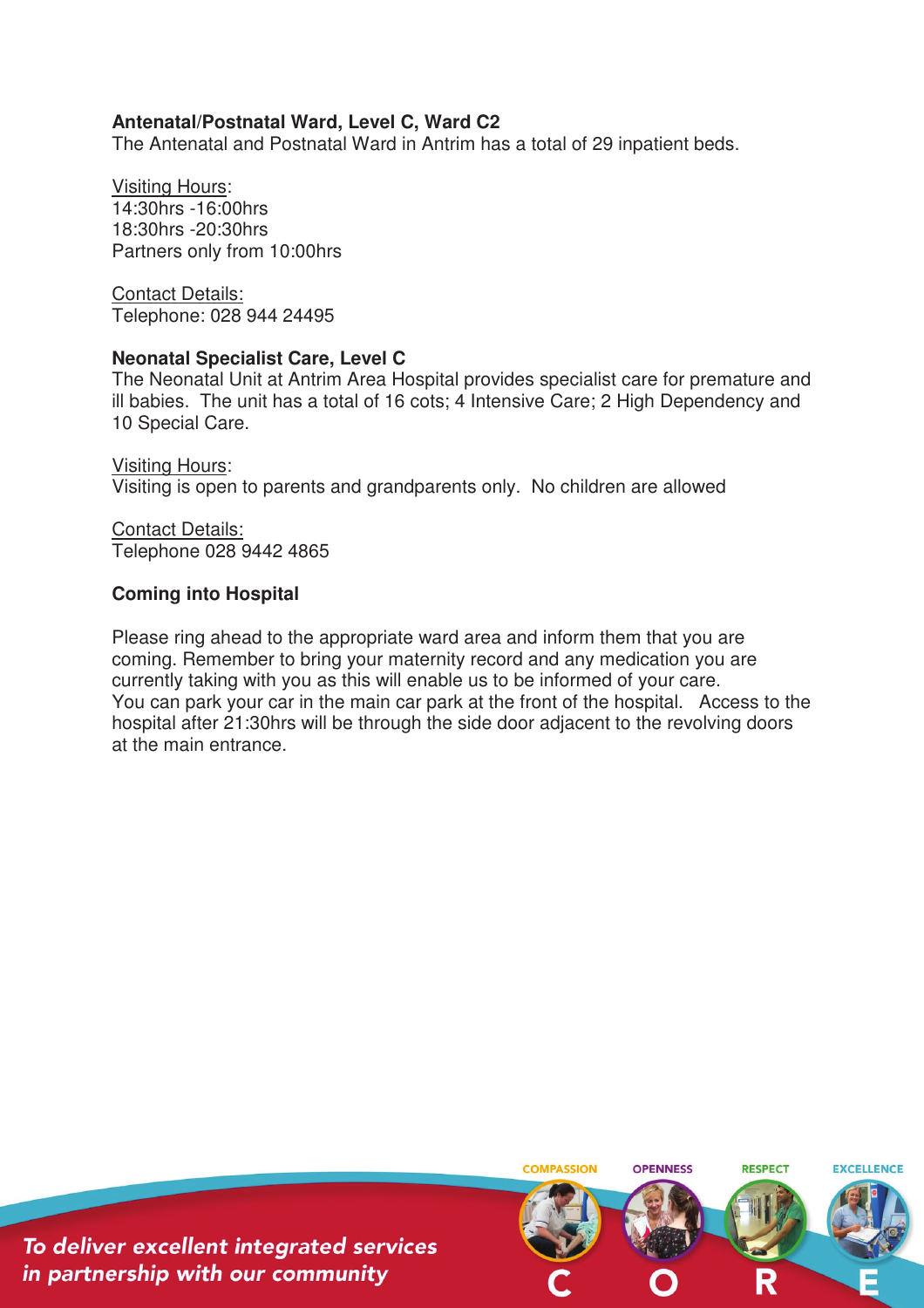**Antenatal/Postnatal Ward, Level C, Ward C2**

The Antenatal and Postnatal Ward in Antrim has a total of 29 inpatient beds.

Visiting Hours:
14:30hrs -16:00hrs
18:30hrs -20:30hrs
Partners only from 10:00hrs

Contact Details:
Telephone: 028 944 24495

**Neonatal Specialist Care, Level C**

The Neonatal Unit at Antrim Area Hospital provides specialist care for premature and ill babies. The unit has a total of 16 cots; 4 Intensive Care; 2 High Dependency and 10 Special Care.

Visiting Hours:
Visiting is open to parents and grandparents only. No children are allowed

Contact Details:
Telephone 028 9442 4865

**Coming into Hospital**

Please ring ahead to the appropriate ward area and inform them that you are coming. Remember to bring your maternity record and any medication you are currently taking with you as this will enable us to be informed of your care.
You can park your car in the main car park at the front of the hospital. Access to the hospital after 21:30hrs will be through the side door adjacent to the revolving doors at the main entrance.

*To deliver excellent integrated services in partnership with our community*

COMPASSION OPENNESS RESPECT EXCELLENCE

C O R E